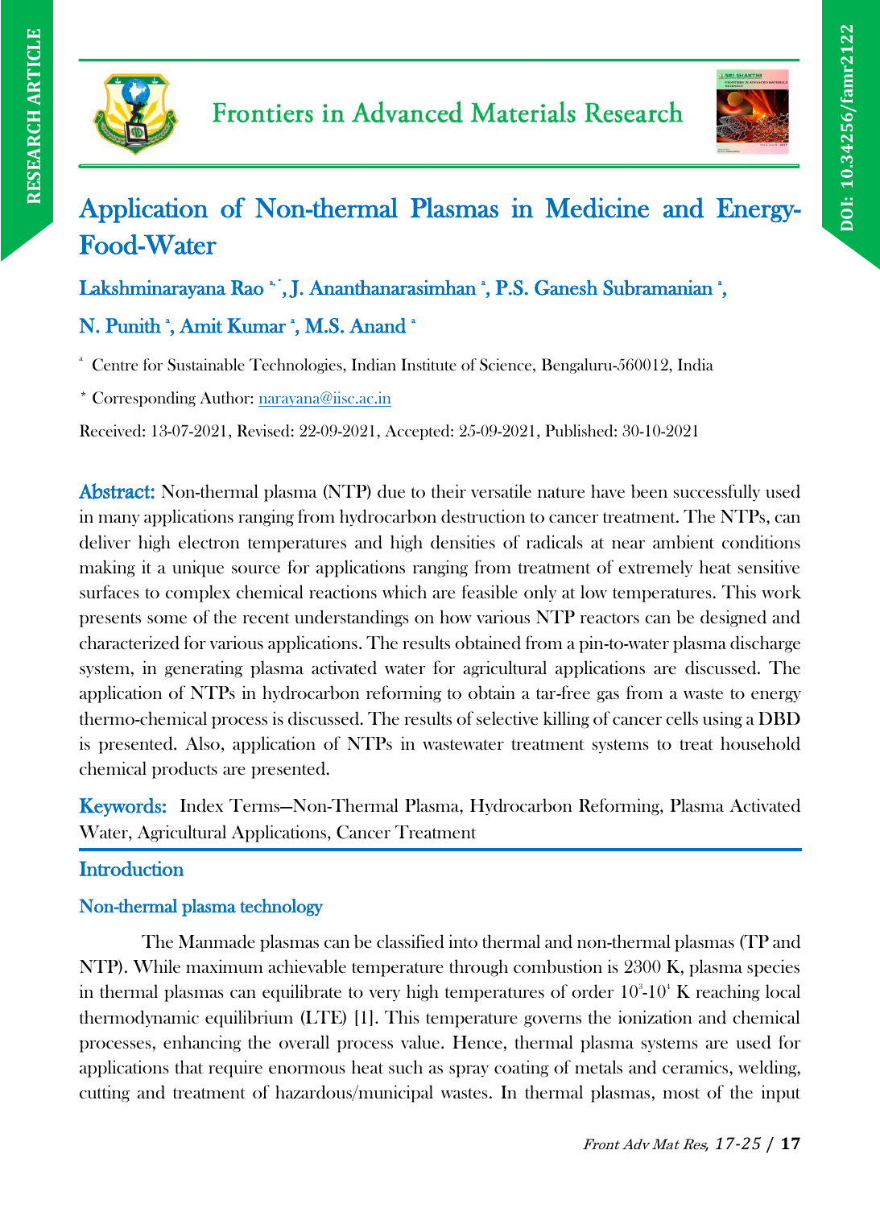# Application of Non-thermal Plasmas in Medicine and Energy-Food-Water

**Lakshminarayana Rao [a,*], J. Ananthanarasimhan [a], P.S. Ganesh Subramanian [a], N. Punith [a], Amit Kumar [a], M.S. Anand [a]**

[a] Centre for Sustainable Technologies, Indian Institute of Science, Bengaluru-560012, India

[*] Corresponding Author: narayana@iisc.ac.in

Received: 13-07-2021, Revised: 22-09-2021, Accepted: 25-09-2021, Published: 30-10-2021

**Abstract:** Non-thermal plasma (NTP) due to their versatile nature have been successfully used in many applications ranging from hydrocarbon destruction to cancer treatment. The NTPs, can deliver high electron temperatures and high densities of radicals at near ambient conditions making it a unique source for applications ranging from treatment of extremely heat sensitive surfaces to complex chemical reactions which are feasible only at low temperatures. This work presents some of the recent understandings on how various NTP reactors can be designed and characterized for various applications. The results obtained from a pin-to-water plasma discharge system, in generating plasma activated water for agricultural applications are discussed. The application of NTPs in hydrocarbon reforming to obtain a tar-free gas from a waste to energy thermo-chemical process is discussed. The results of selective killing of cancer cells using a DBD is presented. Also, application of NTPs in wastewater treatment systems to treat household chemical products are presented.

**Keywords:** Index Terms—Non-Thermal Plasma, Hydrocarbon Reforming, Plasma Activated Water, Agricultural Applications, Cancer Treatment

## Introduction

### Non-thermal plasma technology

The Manmade plasmas can be classified into thermal and non-thermal plasmas (TP and NTP). While maximum achievable temperature through combustion is 2300 K, plasma species in thermal plasmas can equilibrate to very high temperatures of order $10^3$-$10^4$ K reaching local thermodynamic equilibrium (LTE) [1]. This temperature governs the ionization and chemical processes, enhancing the overall process value. Hence, thermal plasma systems are used for applications that require enormous heat such as spray coating of metals and ceramics, welding, cutting and treatment of hazardous/municipal wastes. In thermal plasmas, most of the input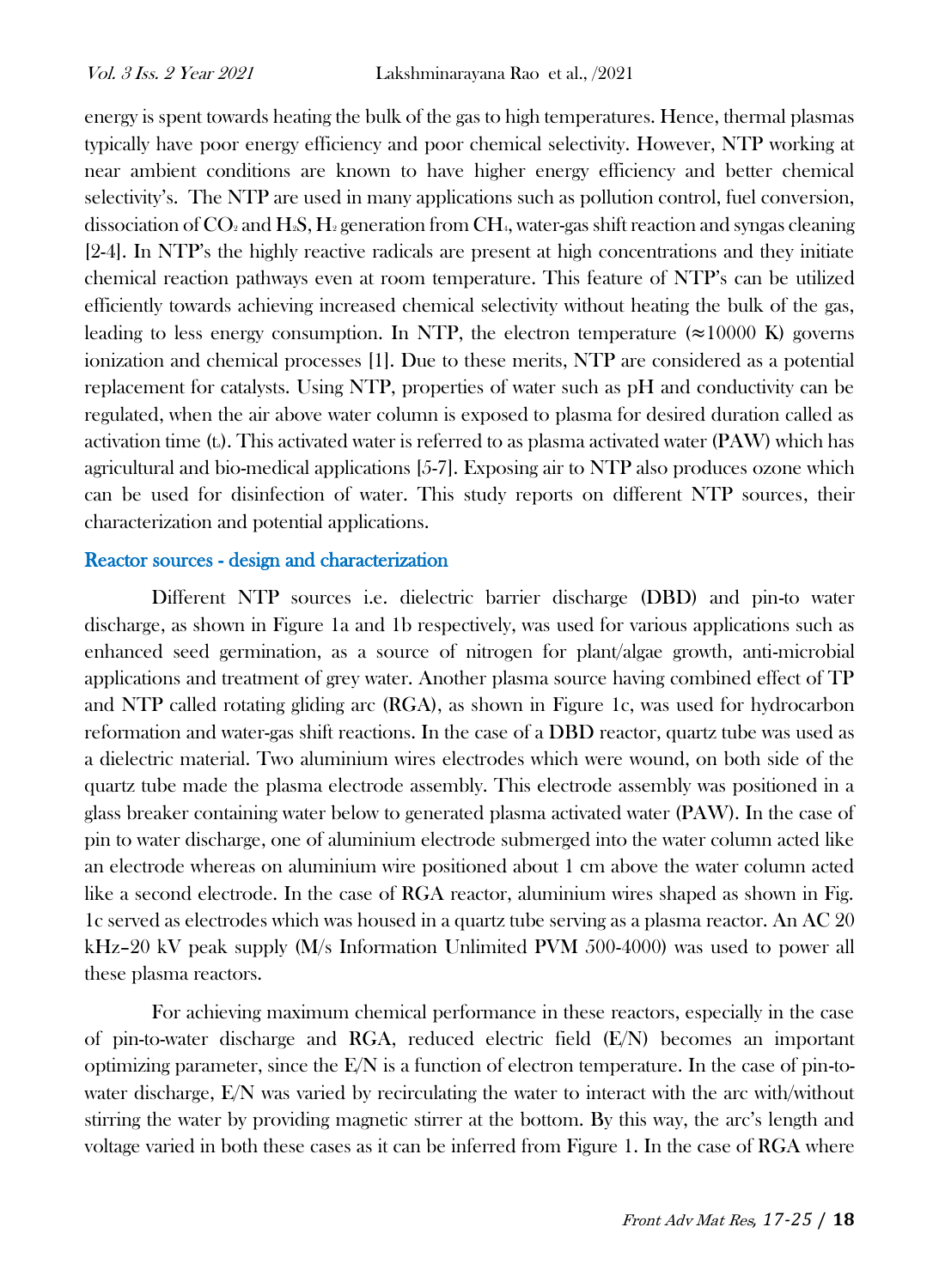energy is spent towards heating the bulk of the gas to high temperatures. Hence, thermal plasmas typically have poor energy efficiency and poor chemical selectivity. However, NTP working at near ambient conditions are known to have higher energy efficiency and better chemical selectivity's. The NTP are used in many applications such as pollution control, fuel conversion, dissociation of $CO_2$ and $H_2S$, $H_2$ generation from $CH_4$, water-gas shift reaction and syngas cleaning [2-4]. In NTP's the highly reactive radicals are present at high concentrations and they initiate chemical reaction pathways even at room temperature. This feature of NTP's can be utilized efficiently towards achieving increased chemical selectivity without heating the bulk of the gas, leading to less energy consumption. In NTP, the electron temperature (≈10000 K) governs ionization and chemical processes [1]. Due to these merits, NTP are considered as a potential replacement for catalysts. Using NTP, properties of water such as pH and conductivity can be regulated, when the air above water column is exposed to plasma for desired duration called as activation time ($t_a$). This activated water is referred to as plasma activated water (PAW) which has agricultural and bio-medical applications [5-7]. Exposing air to NTP also produces ozone which can be used for disinfection of water. This study reports on different NTP sources, their characterization and potential applications.

## Reactor sources - design and characterization

Different NTP sources i.e. dielectric barrier discharge (DBD) and pin-to water discharge, as shown in Figure 1a and 1b respectively, was used for various applications such as enhanced seed germination, as a source of nitrogen for plant/algae growth, anti-microbial applications and treatment of grey water. Another plasma source having combined effect of TP and NTP called rotating gliding arc (RGA), as shown in Figure 1c, was used for hydrocarbon reformation and water-gas shift reactions. In the case of a DBD reactor, quartz tube was used as a dielectric material. Two aluminium wires electrodes which were wound, on both side of the quartz tube made the plasma electrode assembly. This electrode assembly was positioned in a glass breaker containing water below to generated plasma activated water (PAW). In the case of pin to water discharge, one of aluminium electrode submerged into the water column acted like an electrode whereas on aluminium wire positioned about 1 cm above the water column acted like a second electrode. In the case of RGA reactor, aluminium wires shaped as shown in Fig. 1c served as electrodes which was housed in a quartz tube serving as a plasma reactor. An AC 20 kHz–20 kV peak supply (M/s Information Unlimited PVM 500-4000) was used to power all these plasma reactors.

For achieving maximum chemical performance in these reactors, especially in the case of pin-to-water discharge and RGA, reduced electric field (E/N) becomes an important optimizing parameter, since the E/N is a function of electron temperature. In the case of pin-to-water discharge, E/N was varied by recirculating the water to interact with the arc with/without stirring the water by providing magnetic stirrer at the bottom. By this way, the arc's length and voltage varied in both these cases as it can be inferred from Figure 1. In the case of RGA where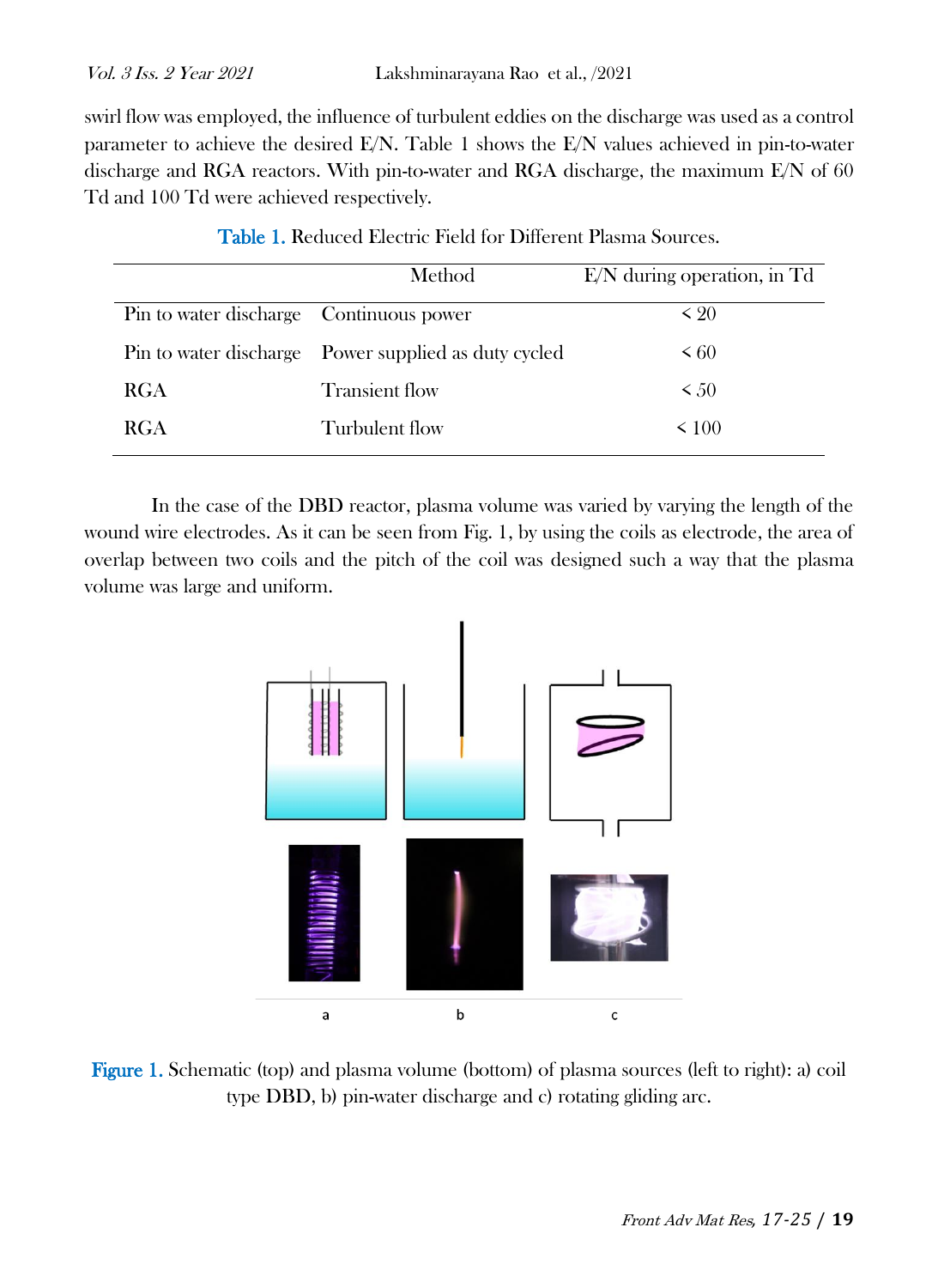swirl flow was employed, the influence of turbulent eddies on the discharge was used as a control parameter to achieve the desired E/N. Table 1 shows the E/N values achieved in pin-to-water discharge and RGA reactors. With pin-to-water and RGA discharge, the maximum E/N of 60 Td and 100 Td were achieved respectively.

Table 1. Reduced Electric Field for Different Plasma Sources.

| | Method | E/N during operation, in Td |
|---|---|---|
| Pin to water discharge | Continuous power | < 20 |
| Pin to water discharge | Power supplied as duty cycled | < 60 |
| RGA | Transient flow | < 50 |
| RGA | Turbulent flow | < 100 |

In the case of the DBD reactor, plasma volume was varied by varying the length of the wound wire electrodes. As it can be seen from Fig. 1, by using the coils as electrode, the area of overlap between two coils and the pitch of the coil was designed such a way that the plasma volume was large and uniform.

Figure 1. Schematic (top) and plasma volume (bottom) of plasma sources (left to right): a) coil type DBD, b) pin-water discharge and c) rotating gliding arc.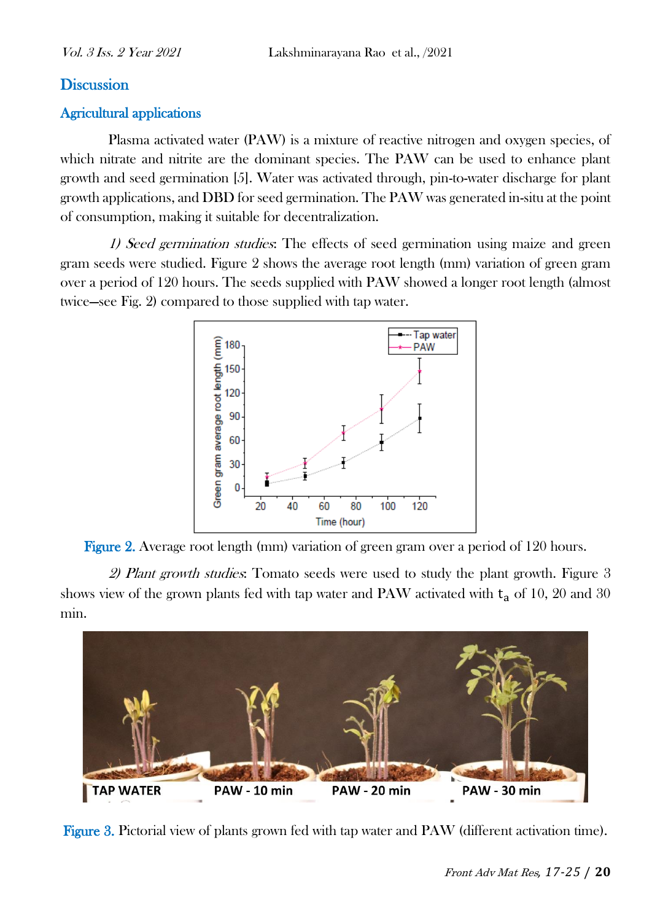## Discussion

### Agricultural applications

Plasma activated water (PAW) is a mixture of reactive nitrogen and oxygen species, of which nitrate and nitrite are the dominant species. The PAW can be used to enhance plant growth and seed germination [5]. Water was activated through, pin-to-water discharge for plant growth applications, and DBD for seed germination. The PAW was generated in-situ at the point of consumption, making it suitable for decentralization.

*1) Seed germination studies*: The effects of seed germination using maize and green gram seeds were studied. Figure 2 shows the average root length (mm) variation of green gram over a period of 120 hours. The seeds supplied with PAW showed a longer root length (almost twice—see Fig. 2) compared to those supplied with tap water.

Figure 2. Average root length (mm) variation of green gram over a period of 120 hours.

*2) Plant growth studies*: Tomato seeds were used to study the plant growth. Figure 3 shows view of the grown plants fed with tap water and PAW activated with $t_a$ of 10, 20 and 30 min.

Figure 3. Pictorial view of plants grown fed with tap water and PAW (different activation time).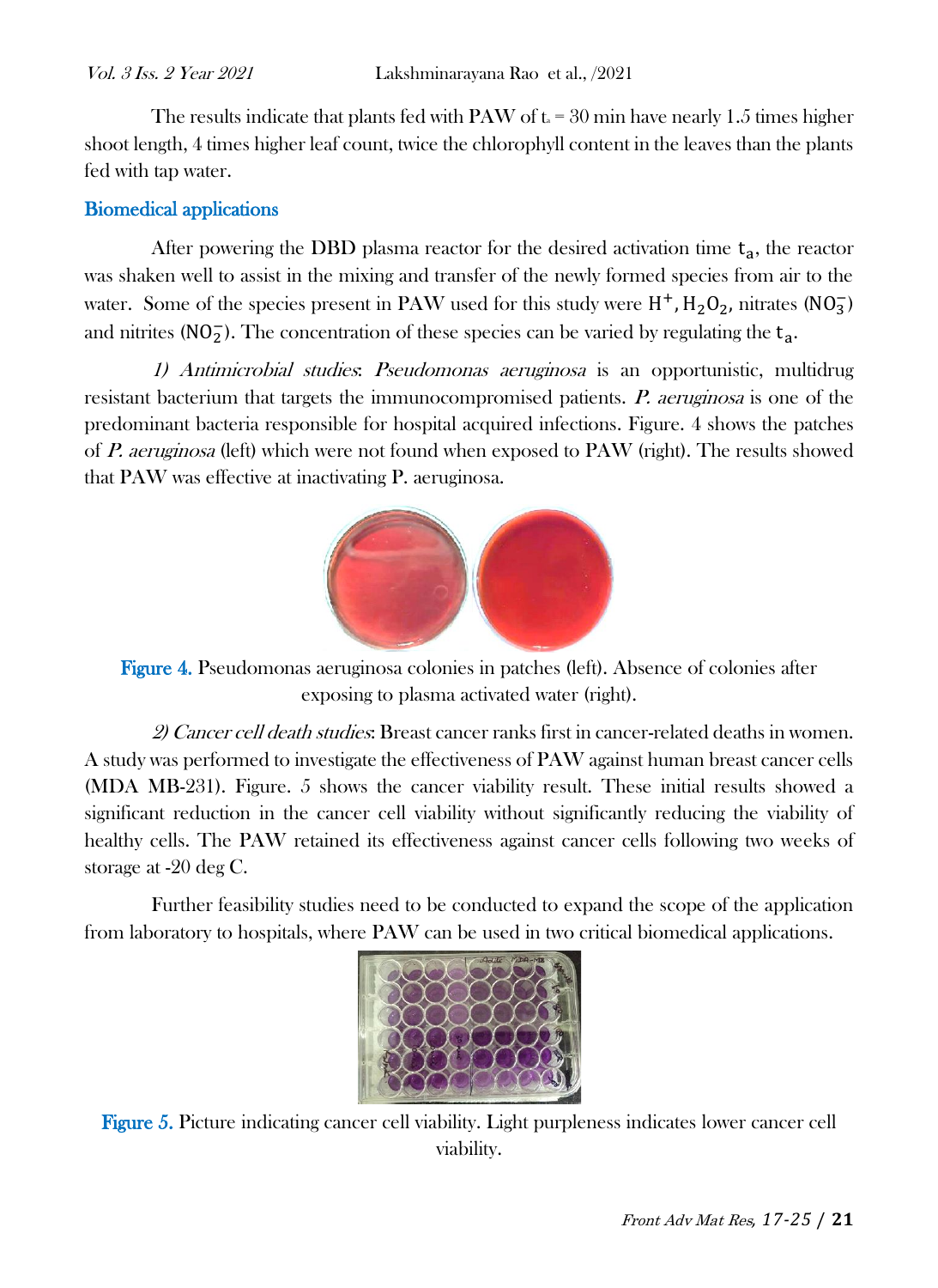The results indicate that plants fed with PAW of $t_a$ = 30 min have nearly 1.5 times higher shoot length, 4 times higher leaf count, twice the chlorophyll content in the leaves than the plants fed with tap water.

## Biomedical applications

After powering the DBD plasma reactor for the desired activation time $t_a$, the reactor was shaken well to assist in the mixing and transfer of the newly formed species from air to the water. Some of the species present in PAW used for this study were $H^+$, $H_2O_2$, nitrates ($NO_3^-$) and nitrites ($NO_2^-$). The concentration of these species can be varied by regulating the $t_a$.

*1) Antimicrobial studies*: *Pseudomonas aeruginosa* is an opportunistic, multidrug resistant bacterium that targets the immunocompromised patients. *P. aeruginosa* is one of the predominant bacteria responsible for hospital acquired infections. Figure. 4 shows the patches of *P. aeruginosa* (left) which were not found when exposed to PAW (right). The results showed that PAW was effective at inactivating P. aeruginosa.

Figure 4. Pseudomonas aeruginosa colonies in patches (left). Absence of colonies after exposing to plasma activated water (right).

*2) Cancer cell death studies*: Breast cancer ranks first in cancer-related deaths in women. A study was performed to investigate the effectiveness of PAW against human breast cancer cells (MDA MB-231). Figure. 5 shows the cancer viability result. These initial results showed a significant reduction in the cancer cell viability without significantly reducing the viability of healthy cells. The PAW retained its effectiveness against cancer cells following two weeks of storage at -20 deg C.

Further feasibility studies need to be conducted to expand the scope of the application from laboratory to hospitals, where PAW can be used in two critical biomedical applications.

Figure 5. Picture indicating cancer cell viability. Light purpleness indicates lower cancer cell viability.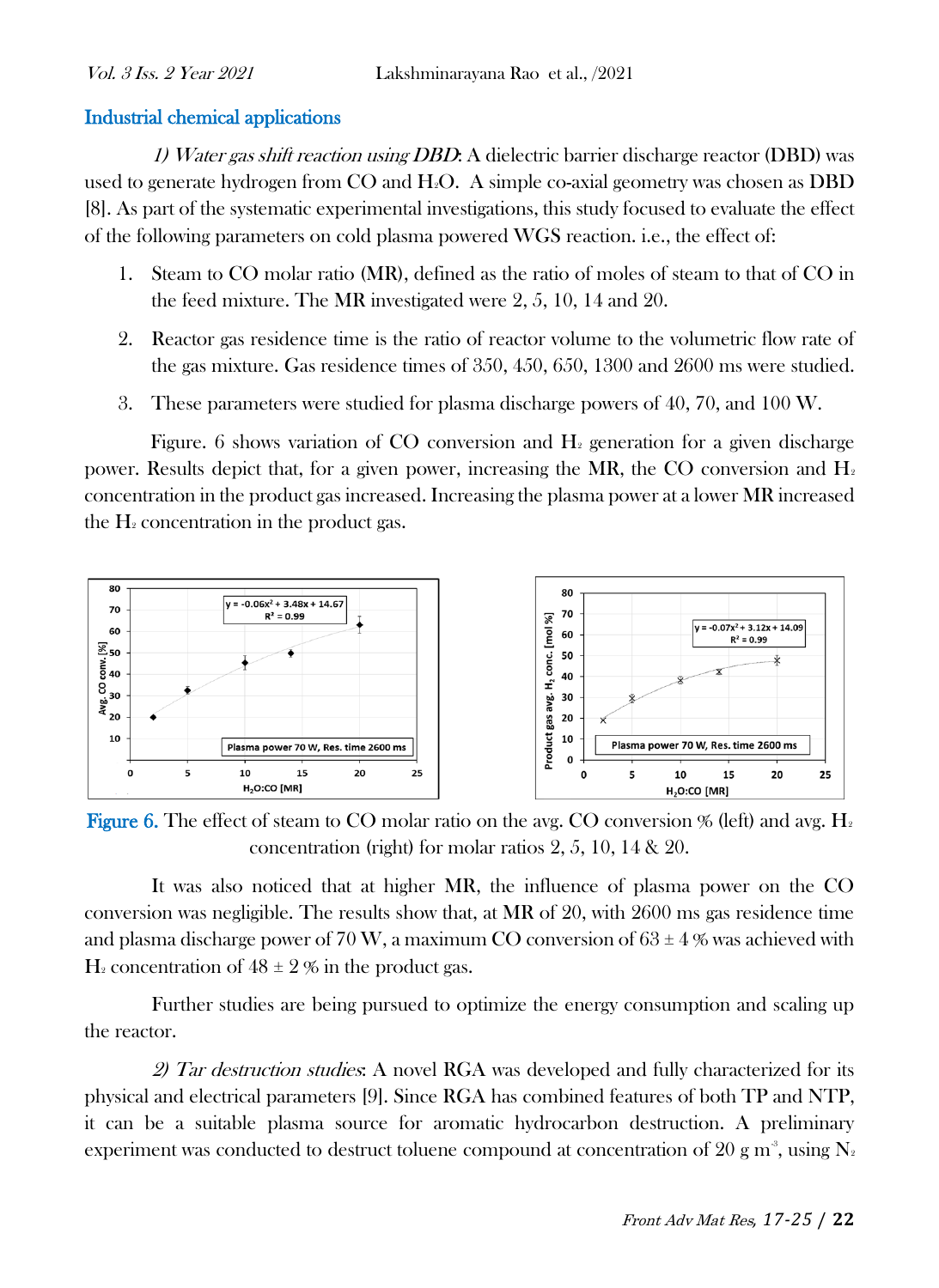## Industrial chemical applications

*1) Water gas shift reaction using DBD*: A dielectric barrier discharge reactor (DBD) was used to generate hydrogen from CO and $H_2O$. A simple co-axial geometry was chosen as DBD [8]. As part of the systematic experimental investigations, this study focused to evaluate the effect of the following parameters on cold plasma powered WGS reaction. i.e., the effect of:

1. Steam to CO molar ratio (MR), defined as the ratio of moles of steam to that of CO in the feed mixture. The MR investigated were 2, 5, 10, 14 and 20.
2. Reactor gas residence time is the ratio of reactor volume to the volumetric flow rate of the gas mixture. Gas residence times of 350, 450, 650, 1300 and 2600 ms were studied.
3. These parameters were studied for plasma discharge powers of 40, 70, and 100 W.

Figure. 6 shows variation of CO conversion and $H_2$ generation for a given discharge power. Results depict that, for a given power, increasing the MR, the CO conversion and $H_2$ concentration in the product gas increased. Increasing the plasma power at a lower MR increased the $H_2$ concentration in the product gas.

Figure 6. The effect of steam to CO molar ratio on the avg. CO conversion % (left) and avg. $H_2$ concentration (right) for molar ratios 2, 5, 10, 14 & 20.

It was also noticed that at higher MR, the influence of plasma power on the CO conversion was negligible. The results show that, at MR of 20, with 2600 ms gas residence time and plasma discharge power of 70 W, a maximum CO conversion of 63 ± 4 % was achieved with $H_2$ concentration of 48 ± 2 % in the product gas.

Further studies are being pursued to optimize the energy consumption and scaling up the reactor.

*2) Tar destruction studies*: A novel RGA was developed and fully characterized for its physical and electrical parameters [9]. Since RGA has combined features of both TP and NTP, it can be a suitable plasma source for aromatic hydrocarbon destruction. A preliminary experiment was conducted to destruct toluene compound at concentration of 20 g $m^{-3}$, using $N_2$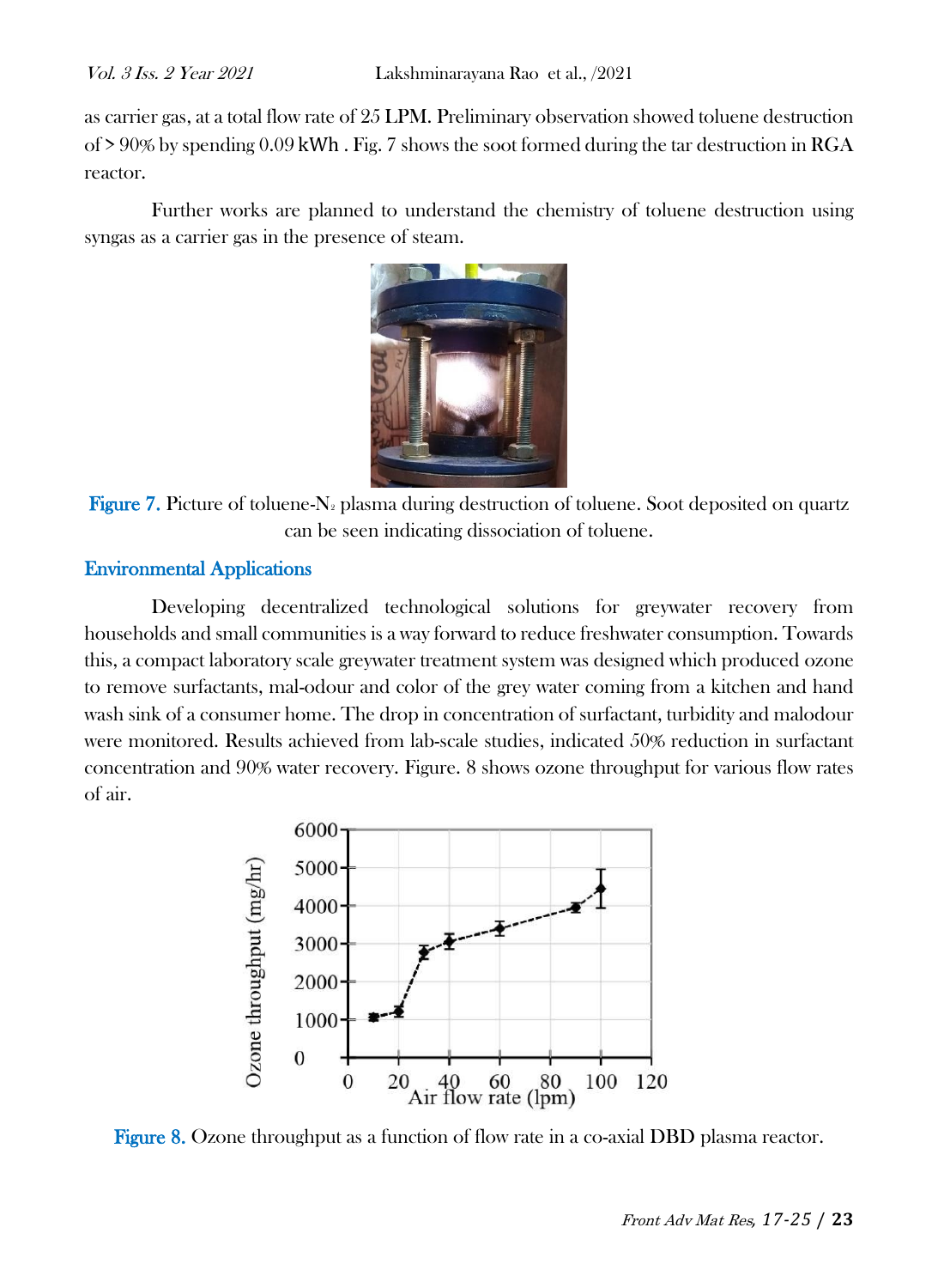as carrier gas, at a total flow rate of 25 LPM. Preliminary observation showed toluene destruction of > 90% by spending 0.09 kWh . Fig. 7 shows the soot formed during the tar destruction in RGA reactor.

Further works are planned to understand the chemistry of toluene destruction using syngas as a carrier gas in the presence of steam.

Figure 7. Picture of toluene-$N_2$ plasma during destruction of toluene. Soot deposited on quartz can be seen indicating dissociation of toluene.

## Environmental Applications

Developing decentralized technological solutions for greywater recovery from households and small communities is a way forward to reduce freshwater consumption. Towards this, a compact laboratory scale greywater treatment system was designed which produced ozone to remove surfactants, mal-odour and color of the grey water coming from a kitchen and hand wash sink of a consumer home. The drop in concentration of surfactant, turbidity and malodour were monitored. Results achieved from lab-scale studies, indicated 50% reduction in surfactant concentration and 90% water recovery. Figure. 8 shows ozone throughput for various flow rates of air.

Figure 8. Ozone throughput as a function of flow rate in a co-axial DBD plasma reactor.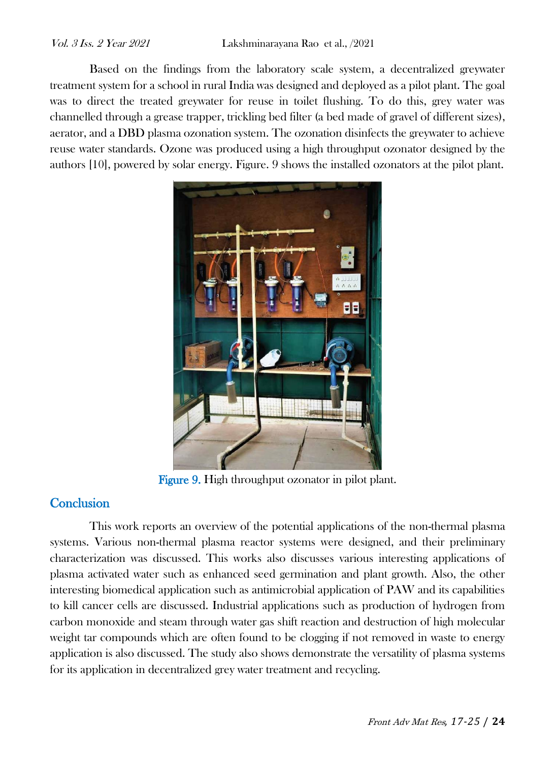Based on the findings from the laboratory scale system, a decentralized greywater treatment system for a school in rural India was designed and deployed as a pilot plant. The goal was to direct the treated greywater for reuse in toilet flushing. To do this, grey water was channelled through a grease trapper, trickling bed filter (a bed made of gravel of different sizes), aerator, and a DBD plasma ozonation system. The ozonation disinfects the greywater to achieve reuse water standards. Ozone was produced using a high throughput ozonator designed by the authors [10], powered by solar energy. Figure. 9 shows the installed ozonators at the pilot plant.

Figure 9. High throughput ozonator in pilot plant.

## Conclusion

This work reports an overview of the potential applications of the non-thermal plasma systems. Various non-thermal plasma reactor systems were designed, and their preliminary characterization was discussed. This works also discusses various interesting applications of plasma activated water such as enhanced seed germination and plant growth. Also, the other interesting biomedical application such as antimicrobial application of PAW and its capabilities to kill cancer cells are discussed. Industrial applications such as production of hydrogen from carbon monoxide and steam through water gas shift reaction and destruction of high molecular weight tar compounds which are often found to be clogging if not removed in waste to energy application is also discussed. The study also shows demonstrate the versatility of plasma systems for its application in decentralized grey water treatment and recycling.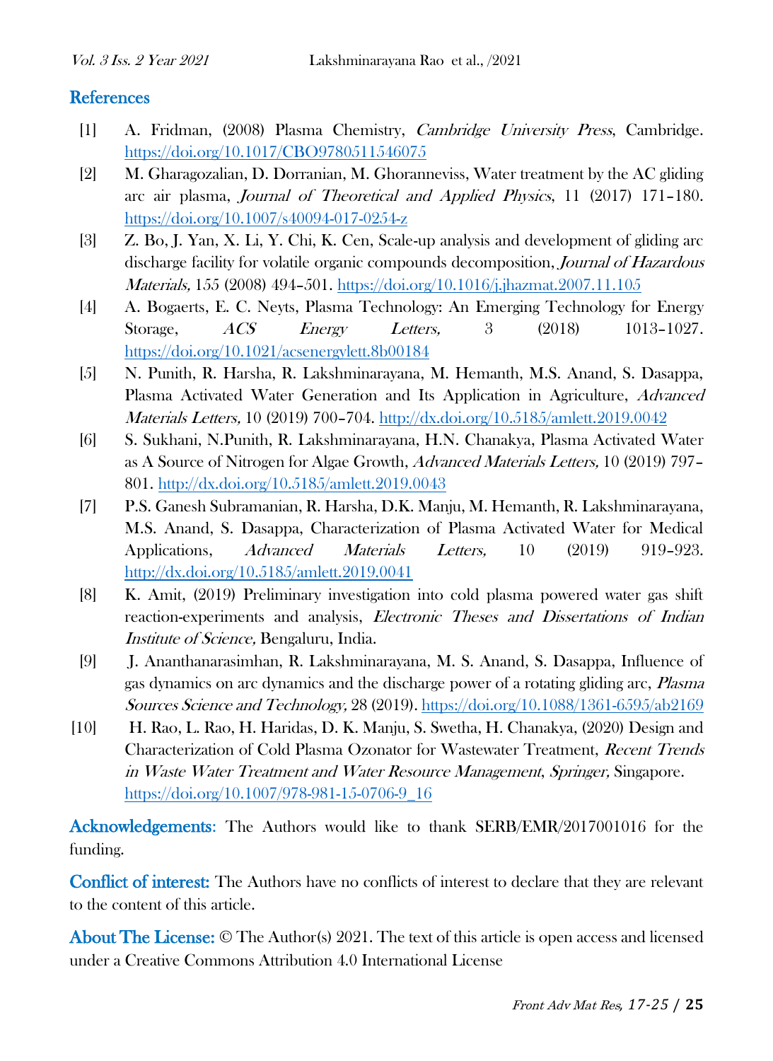## References

[1] A. Fridman, (2008) Plasma Chemistry, *Cambridge University Press*, Cambridge. https://doi.org/10.1017/CBO9780511546075

[2] M. Gharagozalian, D. Dorranian, M. Ghoranneviss, Water treatment by the AC gliding arc air plasma, *Journal of Theoretical and Applied Physics*, 11 (2017) 171–180. https://doi.org/10.1007/s40094-017-0254-z

[3] Z. Bo, J. Yan, X. Li, Y. Chi, K. Cen, Scale-up analysis and development of gliding arc discharge facility for volatile organic compounds decomposition, *Journal of Hazardous Materials,* 155 (2008) 494–501. https://doi.org/10.1016/j.jhazmat.2007.11.105

[4] A. Bogaerts, E. C. Neyts, Plasma Technology: An Emerging Technology for Energy Storage, *ACS Energy Letters,* 3 (2018) 1013–1027. https://doi.org/10.1021/acsenergylett.8b00184

[5] N. Punith, R. Harsha, R. Lakshminarayana, M. Hemanth, M.S. Anand, S. Dasappa, Plasma Activated Water Generation and Its Application in Agriculture, *Advanced Materials Letters,* 10 (2019) 700–704. http://dx.doi.org/10.5185/amlett.2019.0042

[6] S. Sukhani, N.Punith, R. Lakshminarayana, H.N. Chanakya, Plasma Activated Water as A Source of Nitrogen for Algae Growth, *Advanced Materials Letters,* 10 (2019) 797–801. http://dx.doi.org/10.5185/amlett.2019.0043

[7] P.S. Ganesh Subramanian, R. Harsha, D.K. Manju, M. Hemanth, R. Lakshminarayana, M.S. Anand, S. Dasappa, Characterization of Plasma Activated Water for Medical Applications, *Advanced Materials Letters,* 10 (2019) 919–923. http://dx.doi.org/10.5185/amlett.2019.0041

[8] K. Amit, (2019) Preliminary investigation into cold plasma powered water gas shift reaction-experiments and analysis, *Electronic Theses and Dissertations of Indian Institute of Science,* Bengaluru, India.

[9] J. Ananthanarasimhan, R. Lakshminarayana, M. S. Anand, S. Dasappa, Influence of gas dynamics on arc dynamics and the discharge power of a rotating gliding arc, *Plasma Sources Science and Technology,* 28 (2019). https://doi.org/10.1088/1361-6595/ab2169

[10] H. Rao, L. Rao, H. Haridas, D. K. Manju, S. Swetha, H. Chanakya, (2020) Design and Characterization of Cold Plasma Ozonator for Wastewater Treatment, *Recent Trends in Waste Water Treatment and Water Resource Management, Springer,* Singapore. https://doi.org/10.1007/978-981-15-0706-9_16

**Acknowledgements**: The Authors would like to thank SERB/EMR/2017001016 for the funding.

**Conflict of interest:** The Authors have no conflicts of interest to declare that they are relevant to the content of this article.

**About The License:** © The Author(s) 2021. The text of this article is open access and licensed under a Creative Commons Attribution 4.0 International License